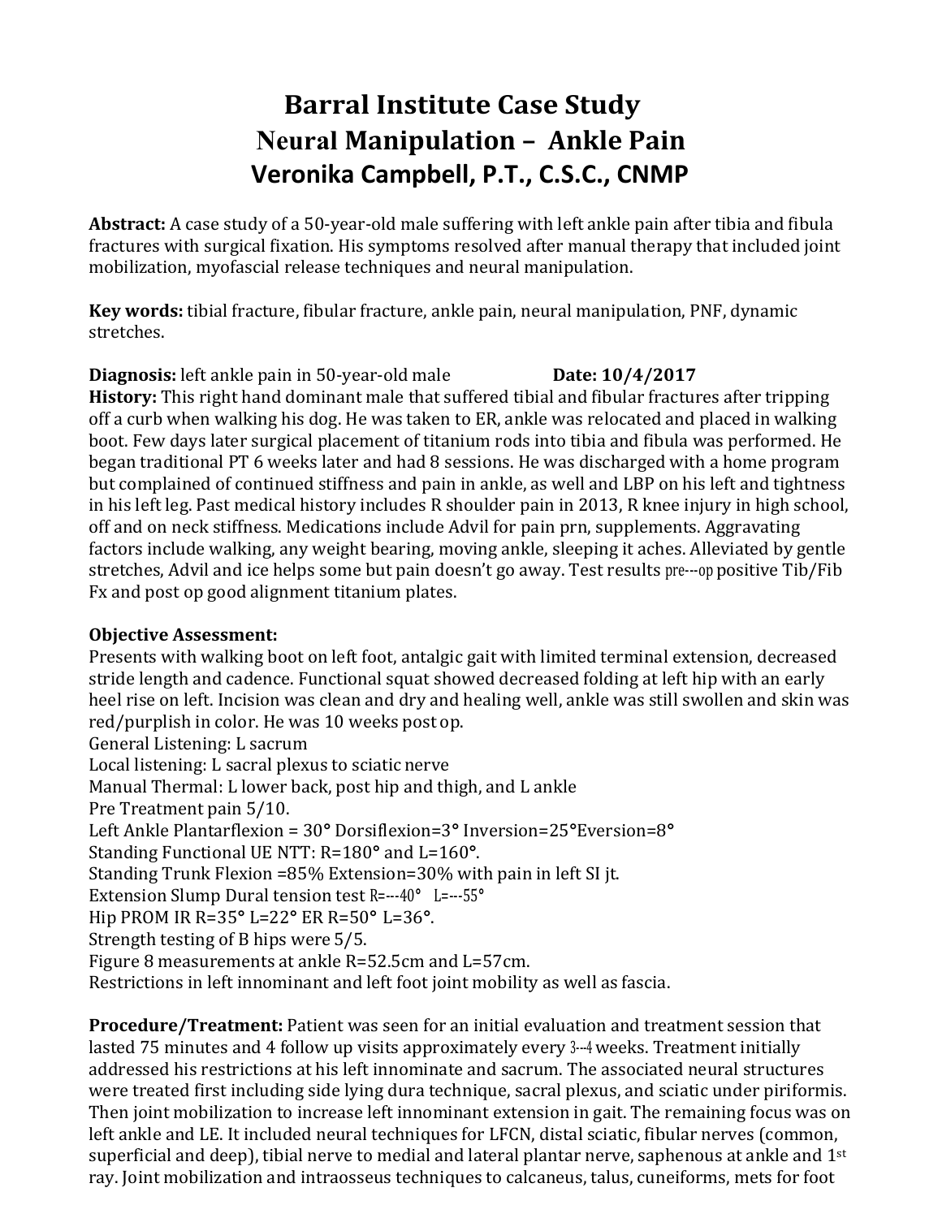# Barral Institute Case Study
## Neural Manipulation – Ankle Pain
### Veronika Campbell, P.T., C.S.C., CNMP

**Abstract:** A case study of a 50-year-old male suffering with left ankle pain after tibia and fibula fractures with surgical fixation. His symptoms resolved after manual therapy that included joint mobilization, myofascial release techniques and neural manipulation.

**Key words:** tibial fracture, fibular fracture, ankle pain, neural manipulation, PNF, dynamic stretches.

**Diagnosis:** left ankle pain in 50-year-old male **Date: 10/4/2017**
**History:** This right hand dominant male that suffered tibial and fibular fractures after tripping off a curb when walking his dog. He was taken to ER, ankle was relocated and placed in walking boot. Few days later surgical placement of titanium rods into tibia and fibula was performed. He began traditional PT 6 weeks later and had 8 sessions. He was discharged with a home program but complained of continued stiffness and pain in ankle, as well and LBP on his left and tightness in his left leg. Past medical history includes R shoulder pain in 2013, R knee injury in high school, off and on neck stiffness. Medications include Advil for pain prn, supplements. Aggravating factors include walking, any weight bearing, moving ankle, sleeping it aches. Alleviated by gentle stretches, Advil and ice helps some but pain doesn't go away. Test results pre---op positive Tib/Fib Fx and post op good alignment titanium plates.

**Objective Assessment:**
Presents with walking boot on left foot, antalgic gait with limited terminal extension, decreased stride length and cadence. Functional squat showed decreased folding at left hip with an early heel rise on left. Incision was clean and dry and healing well, ankle was still swollen and skin was red/purplish in color. He was 10 weeks post op.
General Listening: L sacrum
Local listening: L sacral plexus to sciatic nerve
Manual Thermal: L lower back, post hip and thigh, and L ankle
Pre Treatment pain 5/10.
Left Ankle Plantarflexion = 30° Dorsiflexion=3° Inversion=25°Eversion=8°
Standing Functional UE NTT: R=180° and L=160°.
Standing Trunk Flexion =85% Extension=30% with pain in left SI jt.
Extension Slump Dural tension test R=---40° L=---55°
Hip PROM IR R=35° L=22° ER R=50° L=36°.
Strength testing of B hips were 5/5.
Figure 8 measurements at ankle R=52.5cm and L=57cm.
Restrictions in left innominant and left foot joint mobility as well as fascia.

**Procedure/Treatment:** Patient was seen for an initial evaluation and treatment session that lasted 75 minutes and 4 follow up visits approximately every 3---4 weeks. Treatment initially addressed his restrictions at his left innominate and sacrum. The associated neural structures were treated first including side lying dura technique, sacral plexus, and sciatic under piriformis. Then joint mobilization to increase left innominant extension in gait. The remaining focus was on left ankle and LE. It included neural techniques for LFCN, distal sciatic, fibular nerves (common, superficial and deep), tibial nerve to medial and lateral plantar nerve, saphenous at ankle and 1st ray. Joint mobilization and intraosseus techniques to calcaneus, talus, cuneiforms, mets for foot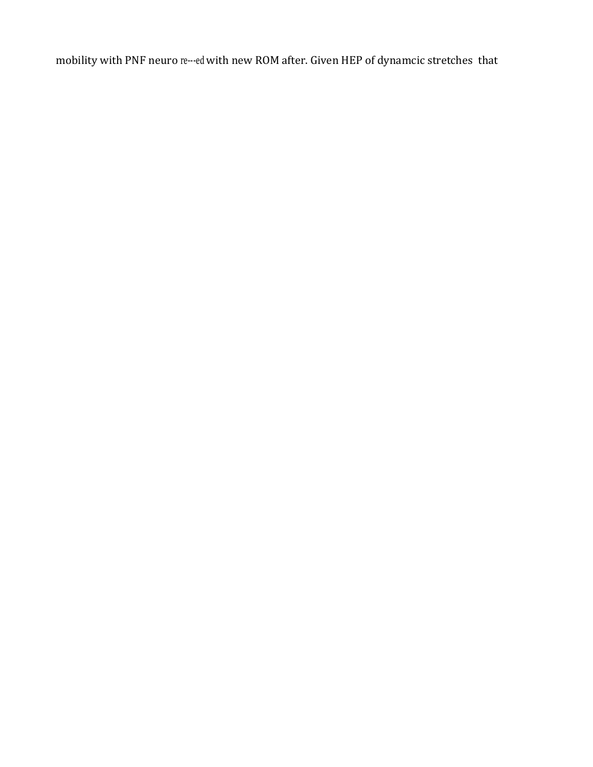mobility with PNF neuro re---ed with new ROM after. Given HEP of dynamcic stretches that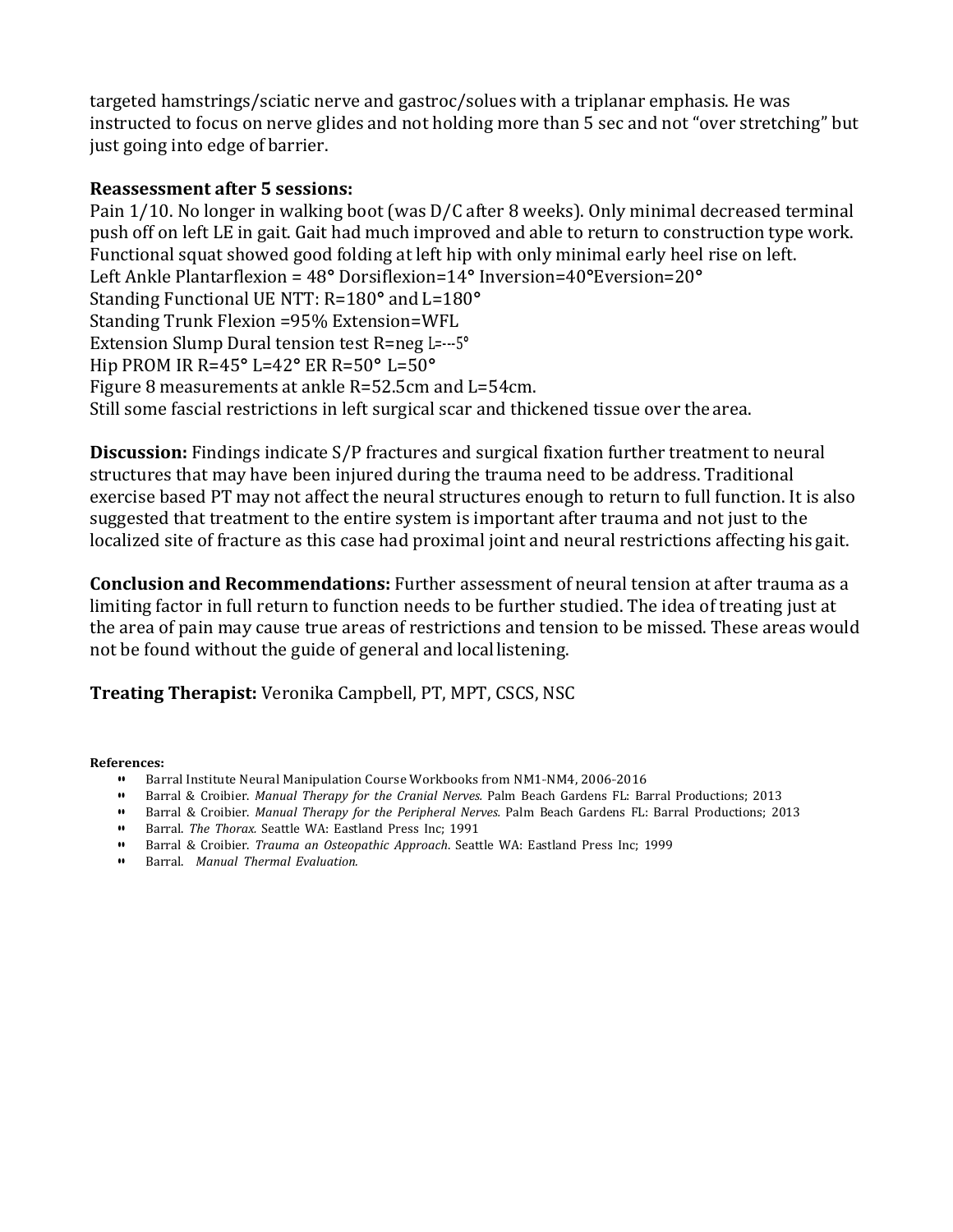targeted hamstrings/sciatic nerve and gastroc/solues with a triplanar emphasis. He was instructed to focus on nerve glides and not holding more than 5 sec and not "over stretching" but just going into edge of barrier.

**Reassessment after 5 sessions:**

Pain 1/10. No longer in walking boot (was D/C after 8 weeks). Only minimal decreased terminal push off on left LE in gait. Gait had much improved and able to return to construction type work. Functional squat showed good folding at left hip with only minimal early heel rise on left.
Left Ankle Plantarflexion = 48° Dorsiflexion=14° Inversion=40°Eversion=20°
Standing Functional UE NTT: R=180° and L=180°
Standing Trunk Flexion =95% Extension=WFL
Extension Slump Dural tension test R=neg L=---5°
Hip PROM IR R=45° L=42° ER R=50° L=50°
Figure 8 measurements at ankle R=52.5cm and L=54cm.
Still some fascial restrictions in left surgical scar and thickened tissue over the area.

**Discussion:** Findings indicate S/P fractures and surgical fixation further treatment to neural structures that may have been injured during the trauma need to be address. Traditional exercise based PT may not affect the neural structures enough to return to full function. It is also suggested that treatment to the entire system is important after trauma and not just to the localized site of fracture as this case had proximal joint and neural restrictions affecting his gait.

**Conclusion and Recommendations:** Further assessment of neural tension at after trauma as a limiting factor in full return to function needs to be further studied. The idea of treating just at the area of pain may cause true areas of restrictions and tension to be missed. These areas would not be found without the guide of general and local listening.

**Treating Therapist:** Veronika Campbell, PT, MPT, CSCS, NSC

**References:**

- Barral Institute Neural Manipulation Course Workbooks from NM1-NM4, 2006-2016
- Barral & Croibier. *Manual Therapy for the Cranial Nerves*. Palm Beach Gardens FL: Barral Productions; 2013
- Barral & Croibier. *Manual Therapy for the Peripheral Nerves*. Palm Beach Gardens FL: Barral Productions; 2013
- Barral. *The Thorax.* Seattle WA: Eastland Press Inc; 1991
- Barral & Croibier. *Trauma an Osteopathic Approach*. Seattle WA: Eastland Press Inc; 1999
- Barral. *Manual Thermal Evaluation.*